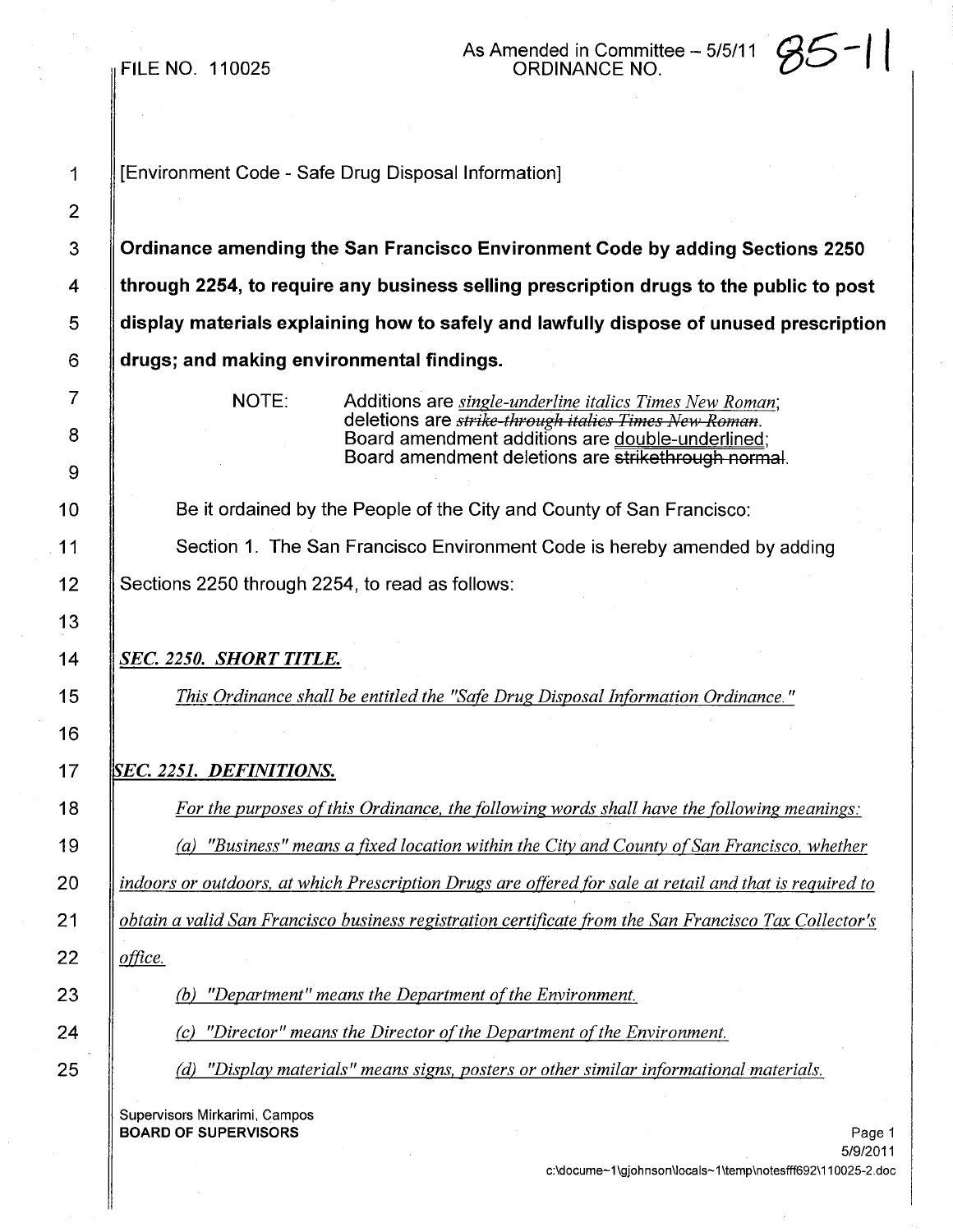FILE NO. 110025

As Amended in Committee – 5/5/11
ORDINANCE NO. 85-11

[Environment Code - Safe Drug Disposal Information]

**Ordinance amending the San Francisco Environment Code by adding Sections 2250 through 2254, to require any business selling prescription drugs to the public to post display materials explaining how to safely and lawfully dispose of unused prescription drugs; and making environmental findings.**

NOTE: Additions are *single-underline italics Times New Roman*; deletions are ~~*strike-through italics Times New Roman*~~. Board amendment additions are double-underlined; Board amendment deletions are ~~strikethrough normal~~.

Be it ordained by the People of the City and County of San Francisco:

Section 1. The San Francisco Environment Code is hereby amended by adding Sections 2250 through 2254, to read as follows:

***SEC. 2250. SHORT TITLE.***

*This Ordinance shall be entitled the "Safe Drug Disposal Information Ordinance."*

***SEC. 2251. DEFINITIONS.***

*For the purposes of this Ordinance, the following words shall have the following meanings:*

*(a) "Business" means a fixed location within the City and County of San Francisco, whether indoors or outdoors, at which Prescription Drugs are offered for sale at retail and that is required to obtain a valid San Francisco business registration certificate from the San Francisco Tax Collector's office.*

*(b) "Department" means the Department of the Environment.*

*(c) "Director" means the Director of the Department of the Environment.*

*(d) "Display materials" means signs, posters or other similar informational materials.*

Supervisors Mirkarimi, Campos
**BOARD OF SUPERVISORS**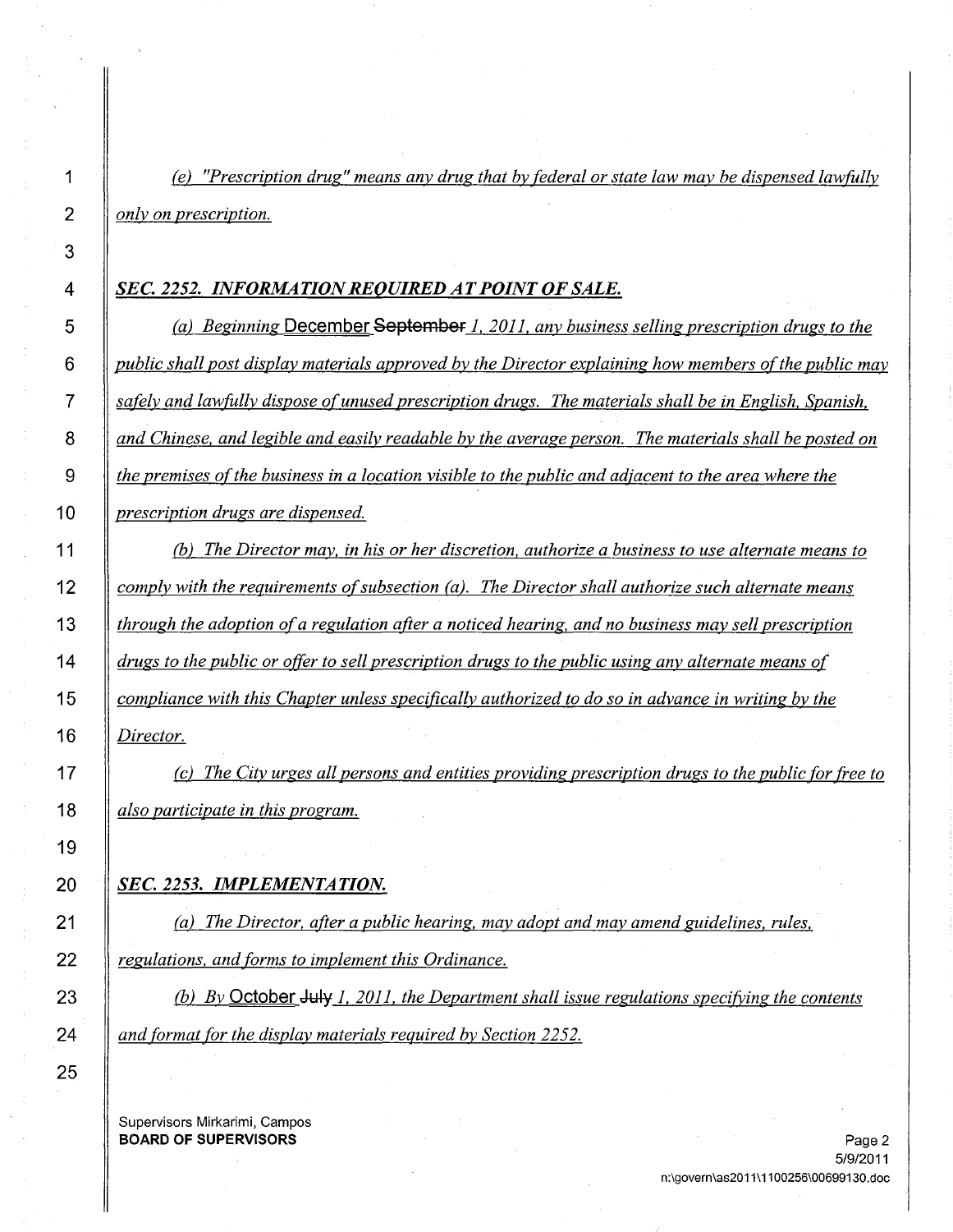*(e) "Prescription drug" means any drug that by federal or state law may be dispensed lawfully only on prescription.*

### *SEC. 2252. INFORMATION REQUIRED AT POINT OF SALE.*

*(a) Beginning* December ~~September~~ *1, 2011, any business selling prescription drugs to the public shall post display materials approved by the Director explaining how members of the public may safely and lawfully dispose of unused prescription drugs. The materials shall be in English, Spanish, and Chinese, and legible and easily readable by the average person. The materials shall be posted on the premises of the business in a location visible to the public and adjacent to the area where the prescription drugs are dispensed.*

*(b) The Director may, in his or her discretion, authorize a business to use alternate means to comply with the requirements of subsection (a). The Director shall authorize such alternate means through the adoption of a regulation after a noticed hearing, and no business may sell prescription drugs to the public or offer to sell prescription drugs to the public using any alternate means of compliance with this Chapter unless specifically authorized to do so in advance in writing by the Director.*

*(c) The City urges all persons and entities providing prescription drugs to the public for free to also participate in this program.*

### *SEC. 2253. IMPLEMENTATION.*

*(a) The Director, after a public hearing, may adopt and may amend guidelines, rules, regulations, and forms to implement this Ordinance.*

*(b) By* October ~~July~~ *1, 2011, the Department shall issue regulations specifying the contents and format for the display materials required by Section 2252.*

Supervisors Mirkarimi, Campos
**BOARD OF SUPERVISORS**

5/9/2011
n:\govern\as2011\1100256\00699130.doc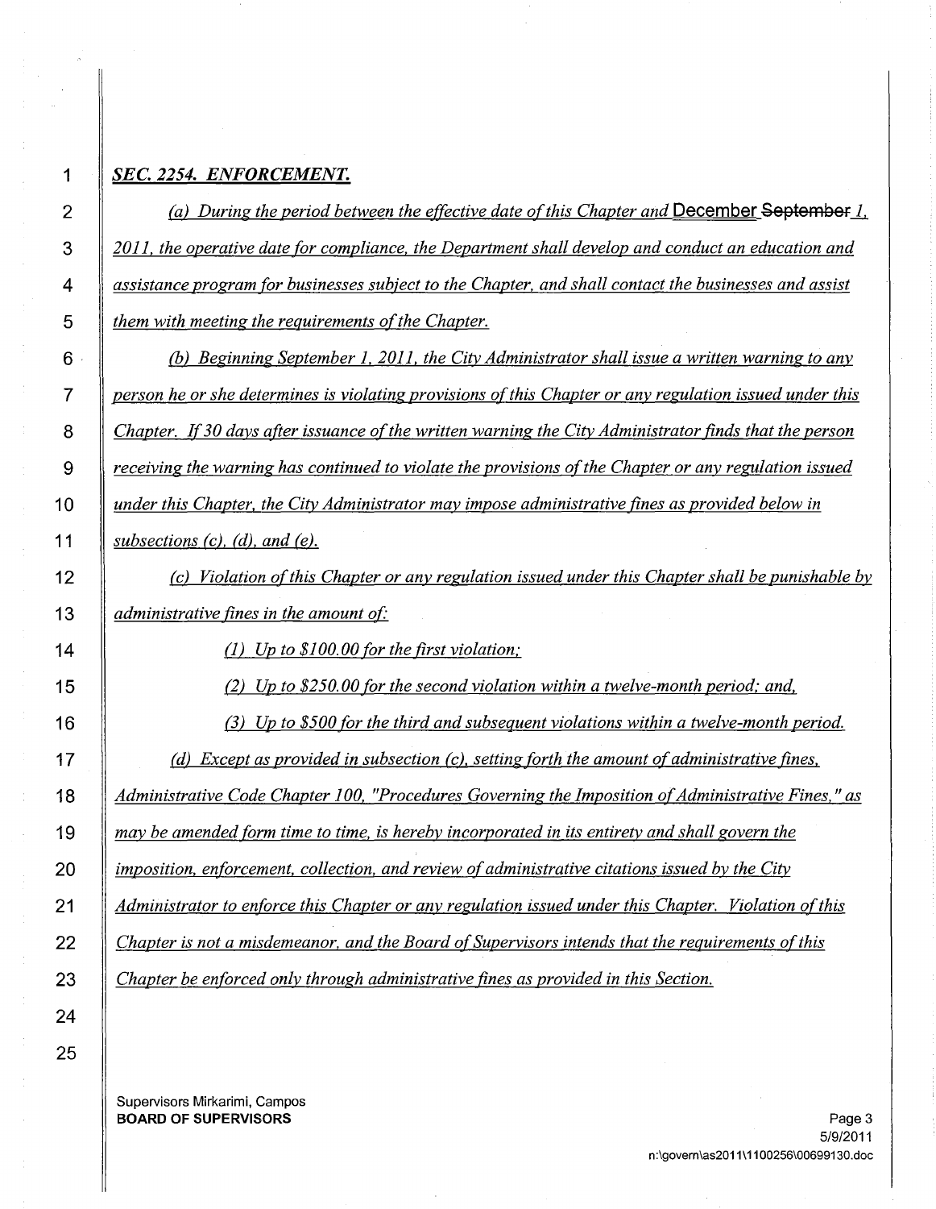## *SEC. 2254. ENFORCEMENT.*

*(a) During the period between the effective date of this Chapter and* December ~~September~~ *1, 2011, the operative date for compliance, the Department shall develop and conduct an education and assistance program for businesses subject to the Chapter, and shall contact the businesses and assist them with meeting the requirements of the Chapter.*

*(b) Beginning September 1, 2011, the City Administrator shall issue a written warning to any person he or she determines is violating provisions of this Chapter or any regulation issued under this Chapter. If 30 days after issuance of the written warning the City Administrator finds that the person receiving the warning has continued to violate the provisions of the Chapter or any regulation issued under this Chapter, the City Administrator may impose administrative fines as provided below in subsections (c), (d), and (e).*

*(c) Violation of this Chapter or any regulation issued under this Chapter shall be punishable by administrative fines in the amount of:*

*(1) Up to $100.00 for the first violation;*

*(2) Up to $250.00 for the second violation within a twelve-month period; and,*

*(3) Up to $500 for the third and subsequent violations within a twelve-month period.*

*(d) Except as provided in subsection (c), setting forth the amount of administrative fines, Administrative Code Chapter 100, "Procedures Governing the Imposition of Administrative Fines," as may be amended form time to time, is hereby incorporated in its entirety and shall govern the imposition, enforcement, collection, and review of administrative citations issued by the City Administrator to enforce this Chapter or any regulation issued under this Chapter. Violation of this Chapter is not a misdemeanor, and the Board of Supervisors intends that the requirements of this Chapter be enforced only through administrative fines as provided in this Section.*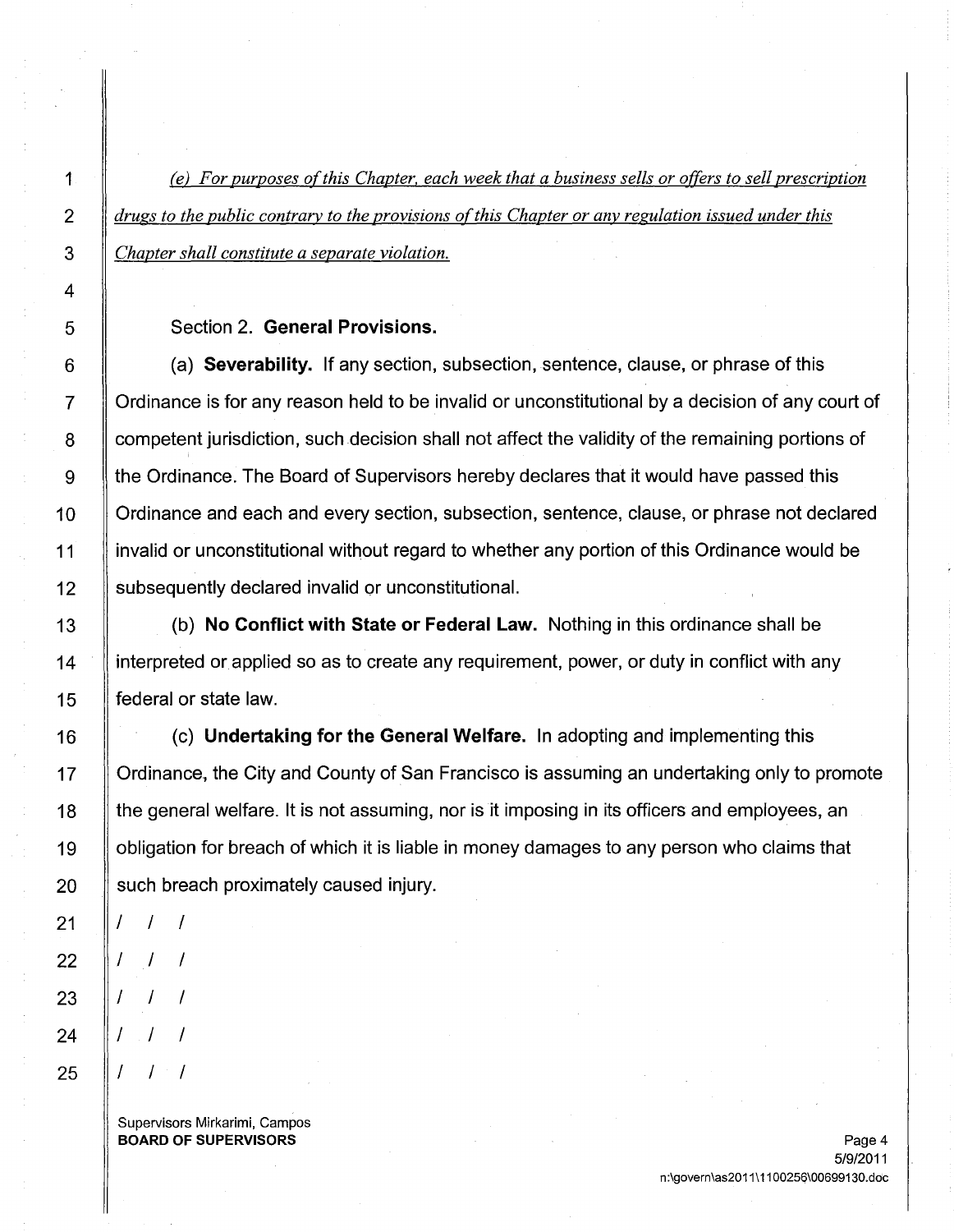*(e) For purposes of this Chapter, each week that a business sells or offers to sell prescription drugs to the public contrary to the provisions of this Chapter or any regulation issued under this Chapter shall constitute a separate violation.*

Section 2. **General Provisions.**

(a) **Severability.** If any section, subsection, sentence, clause, or phrase of this Ordinance is for any reason held to be invalid or unconstitutional by a decision of any court of competent jurisdiction, such decision shall not affect the validity of the remaining portions of the Ordinance. The Board of Supervisors hereby declares that it would have passed this Ordinance and each and every section, subsection, sentence, clause, or phrase not declared invalid or unconstitutional without regard to whether any portion of this Ordinance would be subsequently declared invalid or unconstitutional.

(b) **No Conflict with State or Federal Law.** Nothing in this ordinance shall be interpreted or applied so as to create any requirement, power, or duty in conflict with any federal or state law.

(c) **Undertaking for the General Welfare.** In adopting and implementing this Ordinance, the City and County of San Francisco is assuming an undertaking only to promote the general welfare. It is not assuming, nor is it imposing in its officers and employees, an obligation for breach of which it is liable in money damages to any person who claims that such breach proximately caused injury.

/ / /

/ / /

/ / /

/ / /

/ / /

Supervisors Mirkarimi, Campos
**BOARD OF SUPERVISORS**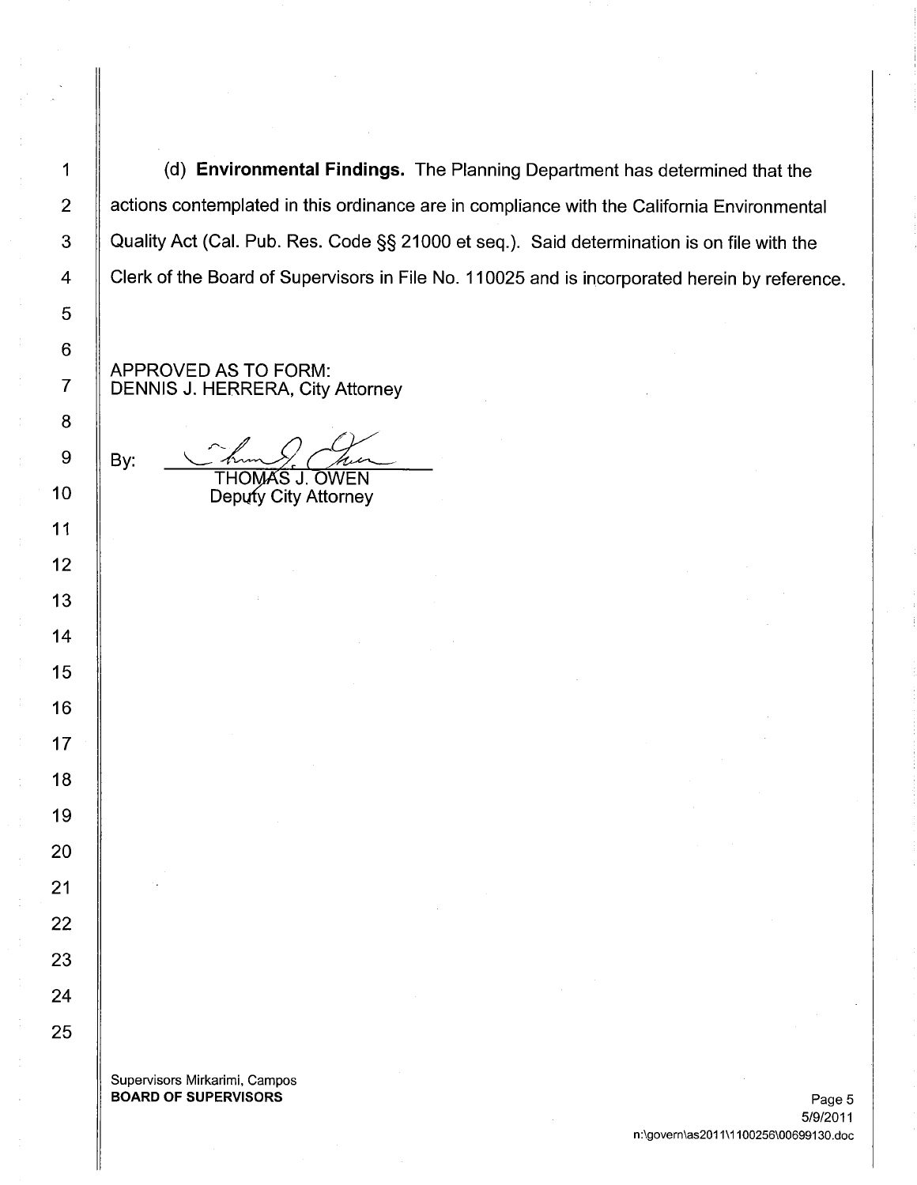(d) **Environmental Findings.** The Planning Department has determined that the actions contemplated in this ordinance are in compliance with the California Environmental Quality Act (Cal. Pub. Res. Code §§ 21000 et seq.). Said determination is on file with the Clerk of the Board of Supervisors in File No. 110025 and is incorporated herein by reference.

APPROVED AS TO FORM:
DENNIS J. HERRERA, City Attorney

By: THOMAS J. OWEN
Deputy City Attorney

Supervisors Mirkarimi, Campos
**BOARD OF SUPERVISORS**

5/9/2011
n:\govern\as2011\1100256\00699130.doc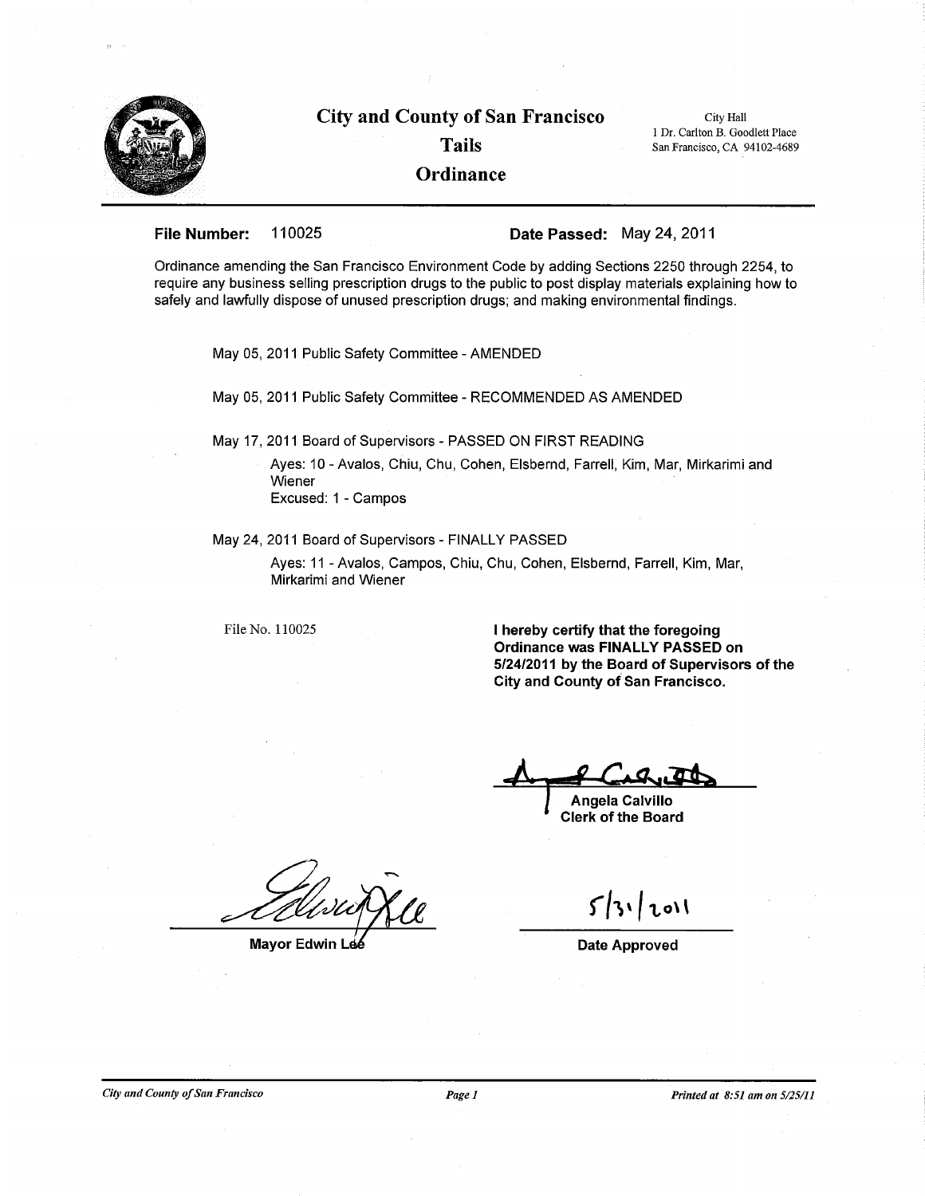# City and County of San Francisco

## Tails

## Ordinance

City Hall
1 Dr. Carlton B. Goodlett Place
San Francisco, CA 94102-4689

**File Number:** 110025 **Date Passed:** May 24, 2011

Ordinance amending the San Francisco Environment Code by adding Sections 2250 through 2254, to require any business selling prescription drugs to the public to post display materials explaining how to safely and lawfully dispose of unused prescription drugs; and making environmental findings.

May 05, 2011 Public Safety Committee - AMENDED

May 05, 2011 Public Safety Committee - RECOMMENDED AS AMENDED

May 17, 2011 Board of Supervisors - PASSED ON FIRST READING

Ayes: 10 - Avalos, Chiu, Chu, Cohen, Elsbernd, Farrell, Kim, Mar, Mirkarimi and Wiener
Excused: 1 - Campos

May 24, 2011 Board of Supervisors - FINALLY PASSED

Ayes: 11 - Avalos, Campos, Chiu, Chu, Cohen, Elsbernd, Farrell, Kim, Mar, Mirkarimi and Wiener

File No. 110025

**I hereby certify that the foregoing Ordinance was FINALLY PASSED on 5/24/2011 by the Board of Supervisors of the City and County of San Francisco.**

**Angela Calvillo**
**Clerk of the Board**

**Mayor Edwin Lee**

5/31/2011

**Date Approved**